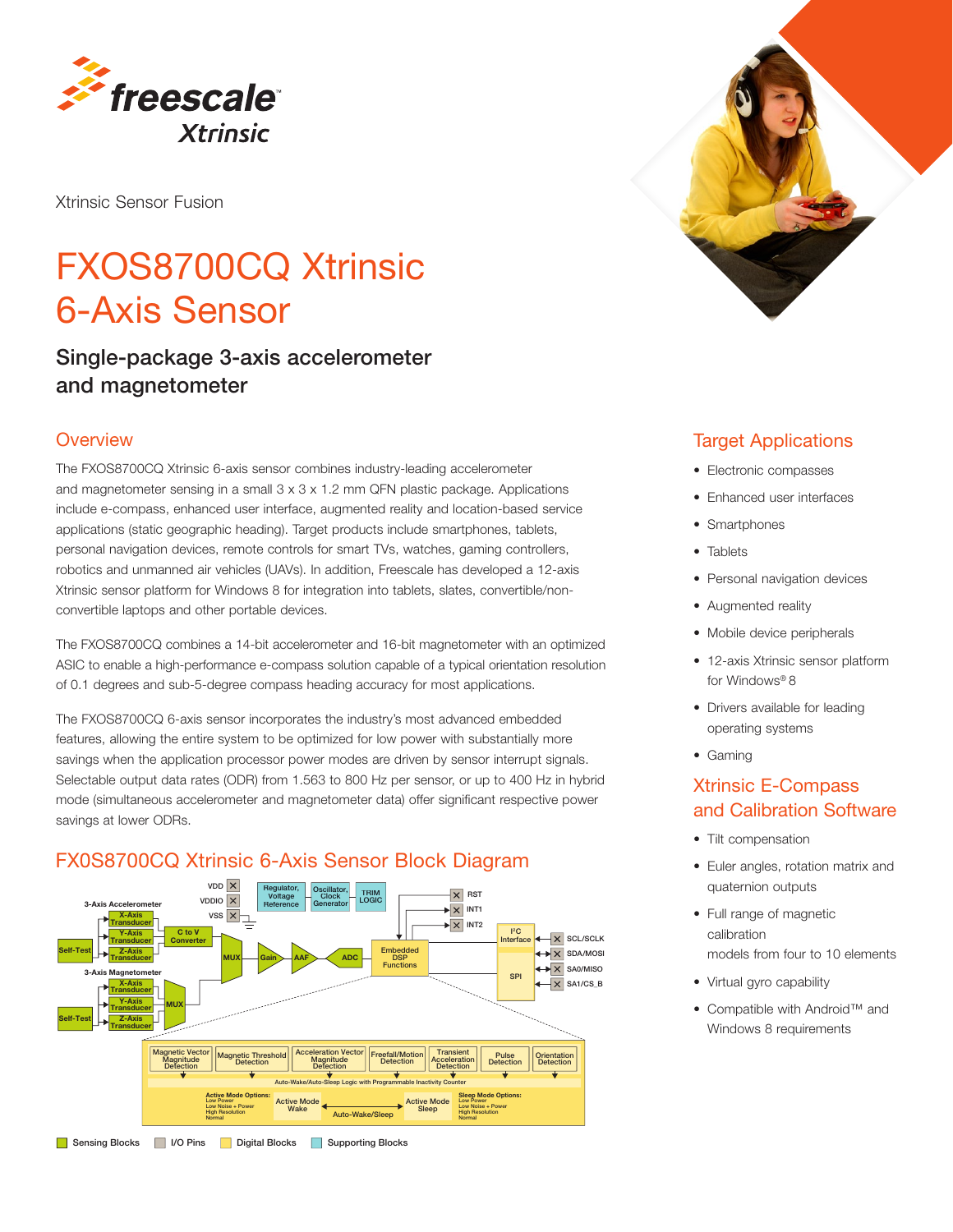Xtrinsic Sensor Fusion

# FXOS8700CQ Xtrinsic 6-Axis Sensor

## Single-package 3-axis accelerometer and magnetometer

### Overview

The FXOS8700CQ Xtrinsic 6-axis sensor combines industry-leading accelerometer and magnetometer sensing in a small 3 x 3 x 1.2 mm QFN plastic package. Applications include e-compass, enhanced user interface, augmented reality and location-based service applications (static geographic heading). Target products include smartphones, tablets, personal navigation devices, remote controls for smart TVs, watches, gaming controllers, robotics and unmanned air vehicles (UAVs). In addition, Freescale has developed a 12-axis Xtrinsic sensor platform for Windows 8 for integration into tablets, slates, convertible/non-convertible laptops and other portable devices.

The FXOS8700CQ combines a 14-bit accelerometer and 16-bit magnetometer with an optimized ASIC to enable a high-performance e-compass solution capable of a typical orientation resolution of 0.1 degrees and sub-5-degree compass heading accuracy for most applications.

The FXOS8700CQ 6-axis sensor incorporates the industry's most advanced embedded features, allowing the entire system to be optimized for low power with substantially more savings when the application processor power modes are driven by sensor interrupt signals. Selectable output data rates (ODR) from 1.563 to 800 Hz per sensor, or up to 400 Hz in hybrid mode (simultaneous accelerometer and magnetometer data) offer significant respective power savings at lower ODRs.

### FX0S8700CQ Xtrinsic 6-Axis Sensor Block Diagram

3-Axis Accelerometer: X-Axis Transducer, Y-Axis Transducer, Z-Axis Transducer, Self-Test
3-Axis Magnetometer: X-Axis Transducer, Y-Axis Transducer, Z-Axis Transducer, Self-Test
VDD, VDDIO, VSS
Regulator, Voltage Reference; Oscillator, Clock Generator; TRIM LOGIC
C to V Converter, MUX, Gain, AAF, ADC, MUX
Embedded DSP Functions
RST, INT1, INT2
I²C Interface, SPI
SCL/SCLK, SDA/MOSI, SA0/MISO, SA1/CS_B

Magnetic Vector Magnitude Detection | Magnetic Threshold Detection | Acceleration Vector Magnitude Detection | Freefall/Motion Detection | Transient Acceleration Detection | Pulse Detection | Orientation Detection

Auto-Wake/Auto-Sleep Logic with Programmable Inactivity Counter

Active Mode Options: Low Power, Low Noise + Power, High Resolution, Normal
Active Mode Wake — Auto-Wake/Sleep — Active Mode Sleep
Sleep Mode Options: Low Power, Low Noise + Power, High Resolution, Normal

Sensing Blocks | I/O Pins | Digital Blocks | Supporting Blocks

### Target Applications

- Electronic compasses
- Enhanced user interfaces
- Smartphones
- Tablets
- Personal navigation devices
- Augmented reality
- Mobile device peripherals
- 12-axis Xtrinsic sensor platform for Windows® 8
- Drivers available for leading operating systems
- Gaming

### Xtrinsic E-Compass and Calibration Software

- Tilt compensation
- Euler angles, rotation matrix and quaternion outputs
- Full range of magnetic calibration models from four to 10 elements
- Virtual gyro capability
- Compatible with Android™ and Windows 8 requirements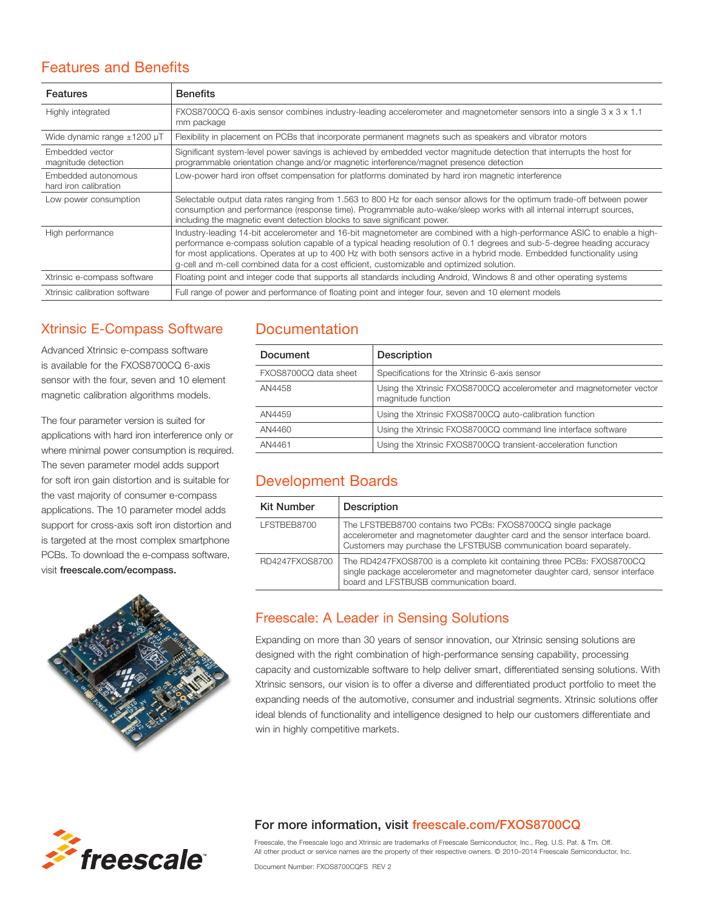## Features and Benefits

| Features | Benefits |
|---|---|
| Highly integrated | FXOS8700CQ 6-axis sensor combines industry-leading accelerometer and magnetometer sensors into a single 3 x 3 x 1.1 mm package |
| Wide dynamic range ±1200 µT | Flexibility in placement on PCBs that incorporate permanent magnets such as speakers and vibrator motors |
| Embedded vector magnitude detection | Significant system-level power savings is achieved by embedded vector magnitude detection that interrupts the host for programmable orientation change and/or magnetic interference/magnet presence detection |
| Embedded autonomous hard iron calibration | Low-power hard iron offset compensation for platforms dominated by hard iron magnetic interference |
| Low power consumption | Selectable output data rates ranging from 1.563 to 800 Hz for each sensor allows for the optimum trade-off between power consumption and performance (response time). Programmable auto-wake/sleep works with all internal interrupt sources, including the magnetic event detection blocks to save significant power. |
| High performance | Industry-leading 14-bit accelerometer and 16-bit magnetometer are combined with a high-performance ASIC to enable a high-performance e-compass solution capable of a typical heading resolution of 0.1 degrees and sub-5-degree heading accuracy for most applications. Operates at up to 400 Hz with both sensors active in a hybrid mode. Embedded functionality using g-cell and m-cell combined data for a cost efficient, customizable and optimized solution. |
| Xtrinsic e-compass software | Floating point and integer code that supports all standards including Android, Windows 8 and other operating systems |
| Xtrinsic calibration software | Full range of power and performance of floating point and integer four, seven and 10 element models |

## Xtrinsic E-Compass Software

Advanced Xtrinsic e-compass software is available for the FXOS8700CQ 6-axis sensor with the four, seven and 10 element magnetic calibration algorithms models.

The four parameter version is suited for applications with hard iron interference only or where minimal power consumption is required. The seven parameter model adds support for soft iron gain distortion and is suitable for the vast majority of consumer e-compass applications. The 10 parameter model adds support for cross-axis soft iron distortion and is targeted at the most complex smartphone PCBs. To download the e-compass software, visit **freescale.com/ecompass.**

## Documentation

| Document | Description |
|---|---|
| FXOS8700CQ data sheet | Specifications for the Xtrinsic 6-axis sensor |
| AN4458 | Using the Xtrinsic FXOS8700CQ accelerometer and magnetometer vector magnitude function |
| AN4459 | Using the Xtrinsic FXOS8700CQ auto-calibration function |
| AN4460 | Using the Xtrinsic FXOS8700CQ command line interface software |
| AN4461 | Using the Xtrinsic FXOS8700CQ transient-acceleration function |

## Development Boards

| Kit Number | Description |
|---|---|
| LFSTBEB8700 | The LFSTBEB8700 contains two PCBs: FXOS8700CQ single package accelerometer and magnetometer daughter card and the sensor interface board. Customers may purchase the LFSTBUSB communication board separately. |
| RD4247FXOS8700 | The RD4247FXOS8700 is a complete kit containing three PCBs: FXOS8700CQ single package accelerometer and magnetometer daughter card, sensor interface board and LFSTBUSB communication board. |

## Freescale: A Leader in Sensing Solutions

Expanding on more than 30 years of sensor innovation, our Xtrinsic sensing solutions are designed with the right combination of high-performance sensing capability, processing capacity and customizable software to help deliver smart, differentiated sensing solutions. With Xtrinsic sensors, our vision is to offer a diverse and differentiated product portfolio to meet the expanding needs of the automotive, consumer and industrial segments. Xtrinsic solutions offer ideal blends of functionality and intelligence designed to help our customers differentiate and win in highly competitive markets.

### For more information, visit freescale.com/FXOS8700CQ

Freescale, the Freescale logo and Xtrinsic are trademarks of Freescale Semiconductor, Inc., Reg. U.S. Pat. & Tm. Off. All other product or service names are the property of their respective owners. © 2010–2014 Freescale Semiconductor, Inc.

Document Number: FXOS8700CQFS REV 2